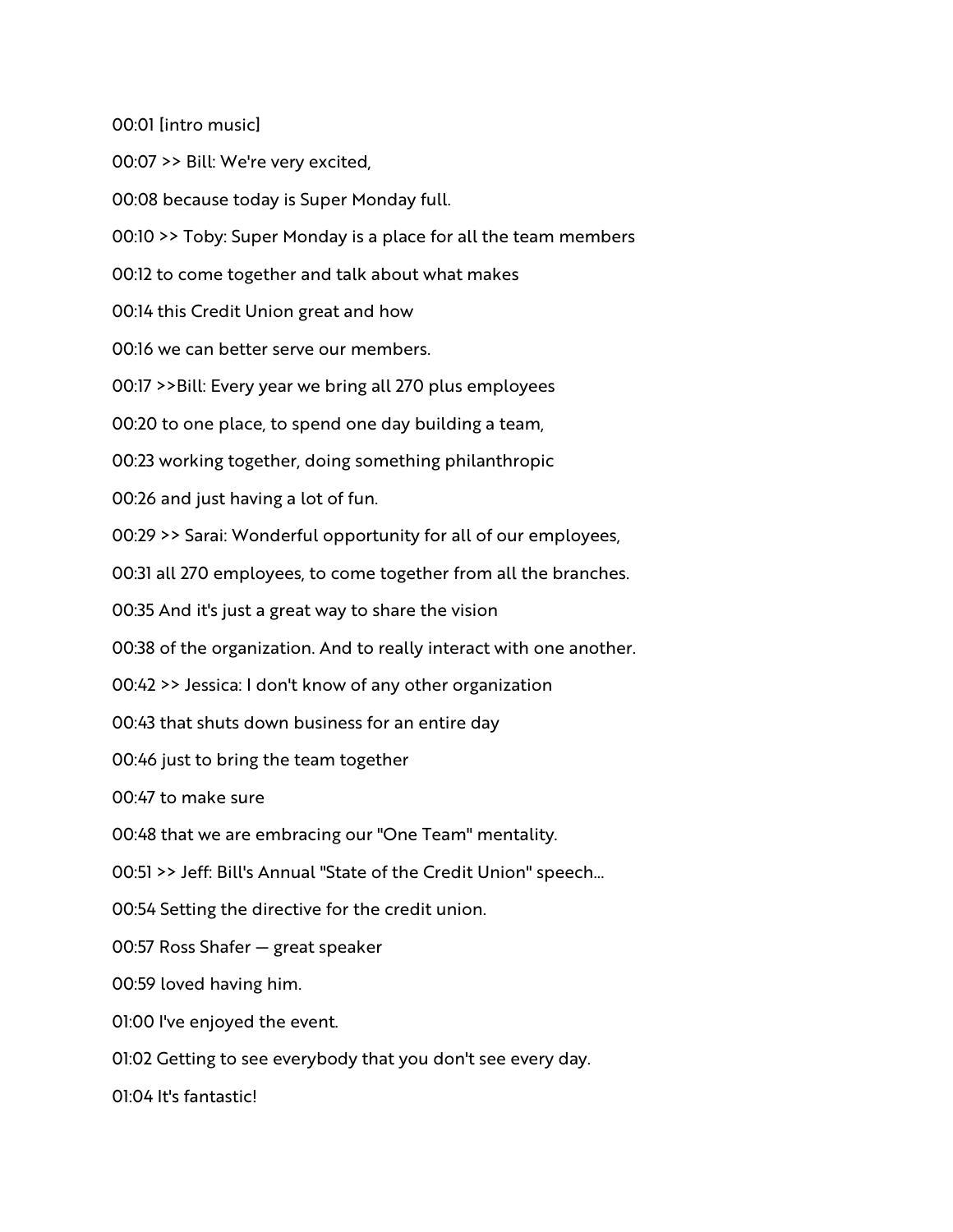00:01 [intro music]

00:07 >> Bill: We're very excited,

00:08 because today is Super Monday full.

00:10 >> Toby: Super Monday is a place for all the team members

00:12 to come together and talk about what makes

00:14 this Credit Union great and how

00:16 we can better serve our members.

00:17 >>Bill: Every year we bring all 270 plus employees

00:20 to one place, to spend one day building a team,

00:23 working together, doing something philanthropic

00:26 and just having a lot of fun.

00:29 >> Sarai: Wonderful opportunity for all of our employees,

00:31 all 270 employees, to come together from all the branches.

00:35 And it's just a great way to share the vision

00:38 of the organization. And to really interact with one another.

00:42 >> Jessica: I don't know of any other organization

00:43 that shuts down business for an entire day

00:46 just to bring the team together

00:47 to make sure

00:48 that we are embracing our "One Team" mentality.

00:51 >> Jeff: Bill's Annual "State of the Credit Union" speech...

00:54 Setting the directive for the credit union.

00:57 Ross Shafer — great speaker

00:59 loved having him.

01:00 I've enjoyed the event.

01:02 Getting to see everybody that you don't see every day.

01:04 It's fantastic!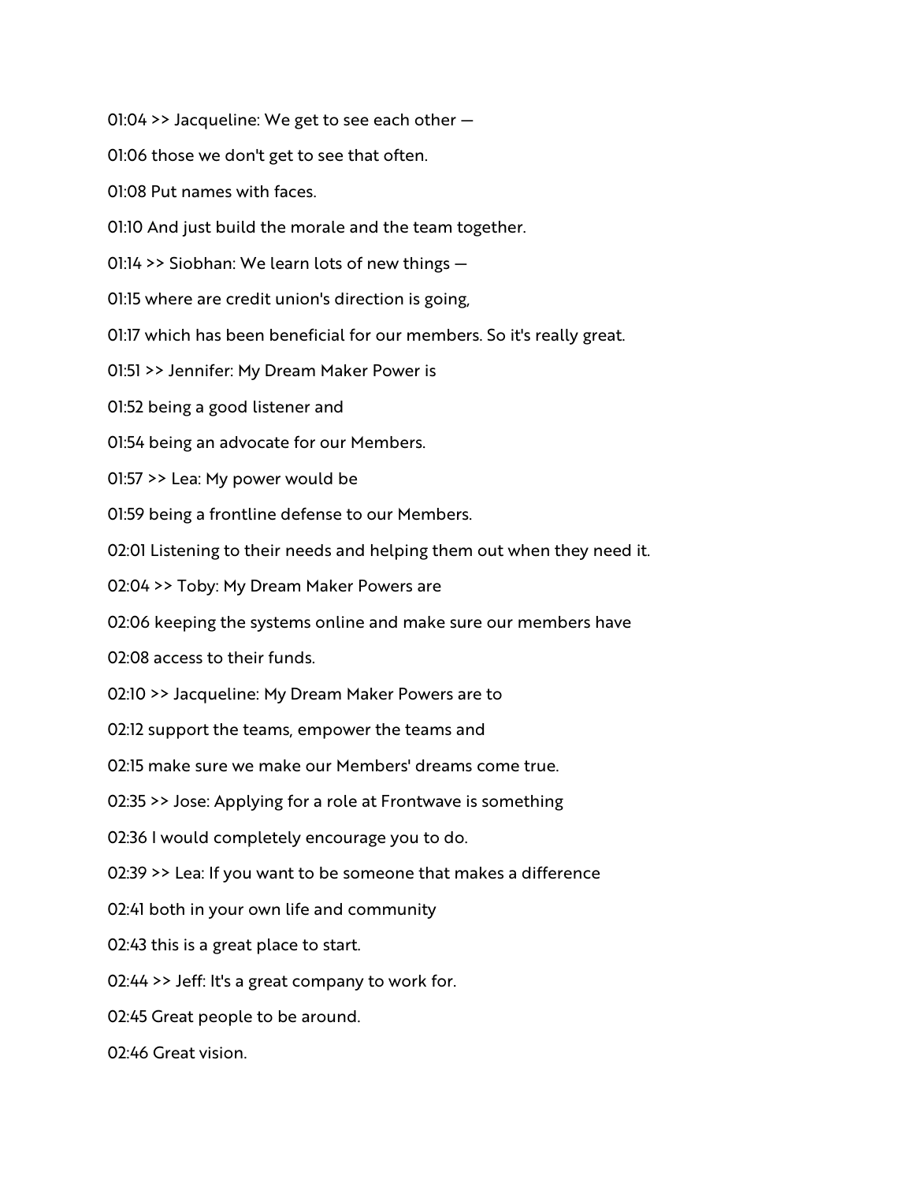01:04 >> Jacqueline: We get to see each other —

01:06 those we don't get to see that often.

01:08 Put names with faces.

01:10 And just build the morale and the team together.

01:14 >> Siobhan: We learn lots of new things —

01:15 where are credit union's direction is going,

01:17 which has been beneficial for our members. So it's really great.

01:51 >> Jennifer: My Dream Maker Power is

01:52 being a good listener and

01:54 being an advocate for our Members.

01:57 >> Lea: My power would be

01:59 being a frontline defense to our Members.

02:01 Listening to their needs and helping them out when they need it.

02:04 >> Toby: My Dream Maker Powers are

02:06 keeping the systems online and make sure our members have

02:08 access to their funds.

02:10 >> Jacqueline: My Dream Maker Powers are to

02:12 support the teams, empower the teams and

02:15 make sure we make our Members' dreams come true.

02:35 >> Jose: Applying for a role at Frontwave is something

02:36 I would completely encourage you to do.

02:39 >> Lea: If you want to be someone that makes a difference

02:41 both in your own life and community

02:43 this is a great place to start.

02:44 >> Jeff: It's a great company to work for.

02:45 Great people to be around.

02:46 Great vision.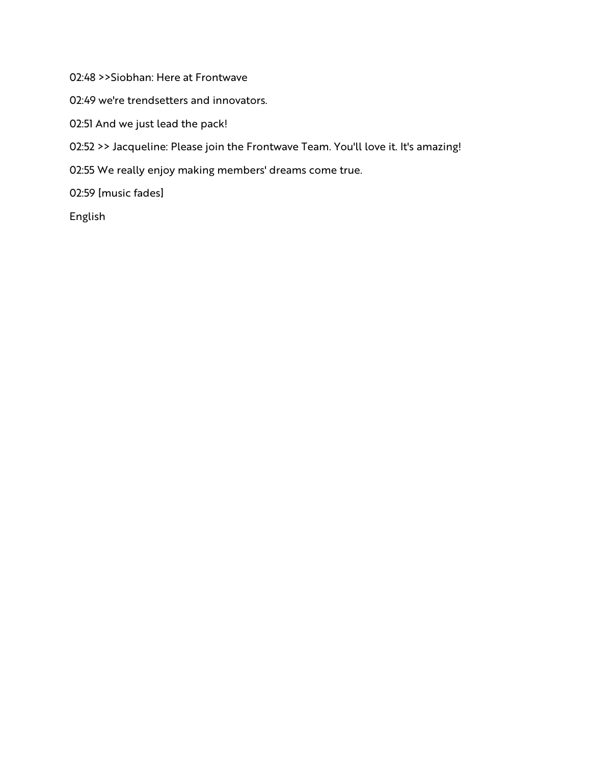02:48 >>Siobhan: Here at Frontwave

02:49 we're trendsetters and innovators.

02:51 And we just lead the pack!

02:52 >> Jacqueline: Please join the Frontwave Team. You'll love it. It's amazing!

02:55 We really enjoy making members' dreams come true.

02:59 [music fades]

English